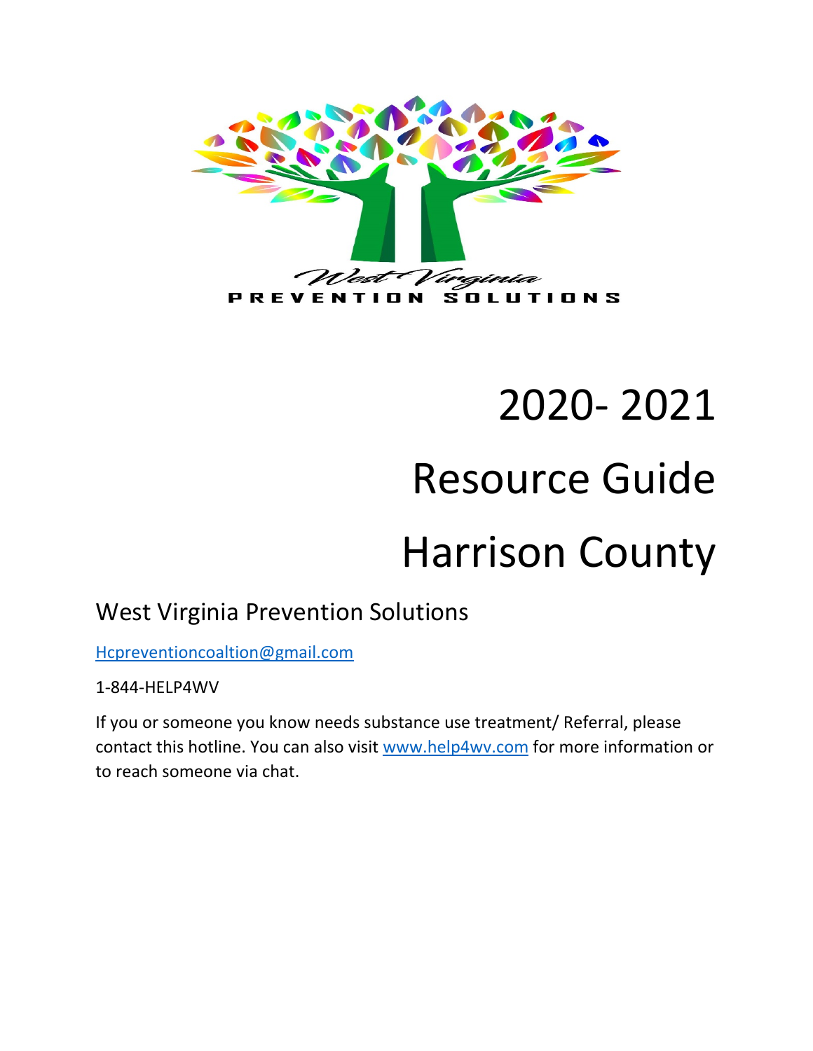West Virginia
PREVENTION SOLUTIONS

# 2020- 2021

# Resource Guide

# Harrison County

## West Virginia Prevention Solutions

Hcpreventioncoaltion@gmail.com

1-844-HELP4WV

If you or someone you know needs substance use treatment/ Referral, please contact this hotline. You can also visit www.help4wv.com for more information or to reach someone via chat.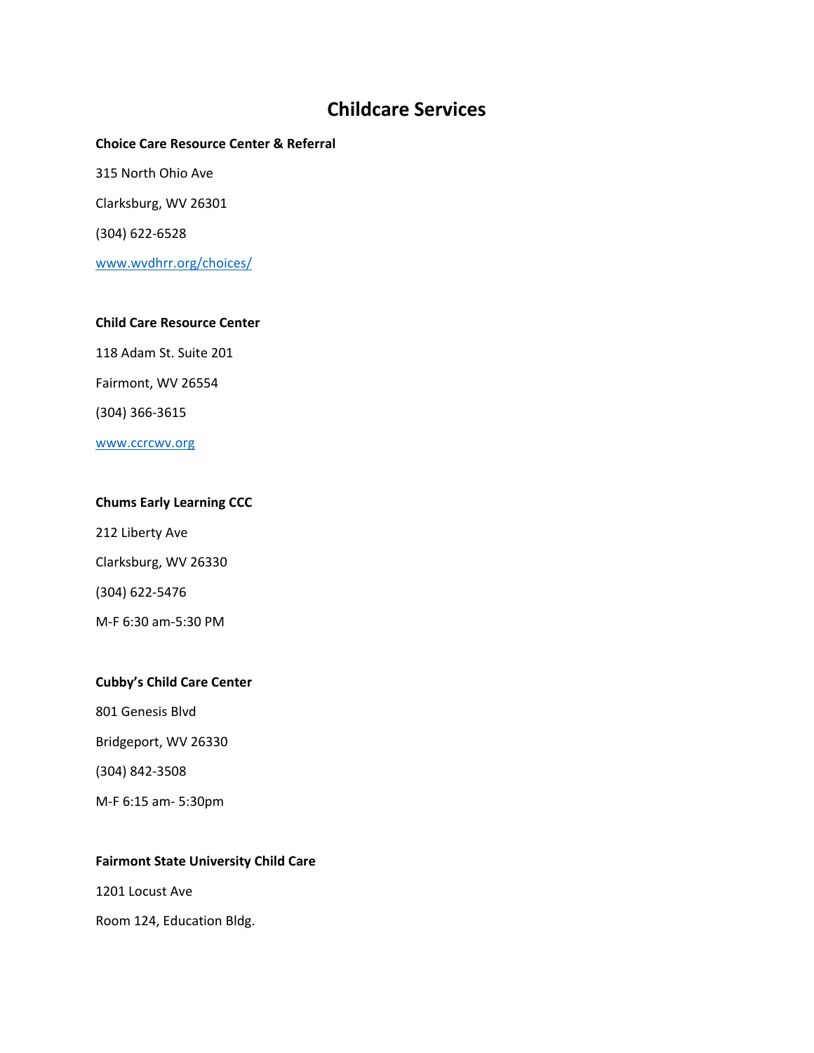# Childcare Services

**Choice Care Resource Center & Referral**

315 North Ohio Ave

Clarksburg, WV 26301

(304) 622-6528

[www.wvdhrr.org/choices/](www.wvdhrr.org/choices/)

**Child Care Resource Center**

118 Adam St. Suite 201

Fairmont, WV 26554

(304) 366-3615

[www.ccrcwv.org](www.ccrcwv.org)

**Chums Early Learning CCC**

212 Liberty Ave

Clarksburg, WV 26330

(304) 622-5476

M-F 6:30 am-5:30 PM

**Cubby's Child Care Center**

801 Genesis Blvd

Bridgeport, WV 26330

(304) 842-3508

M-F 6:15 am- 5:30pm

**Fairmont State University Child Care**

1201 Locust Ave

Room 124, Education Bldg.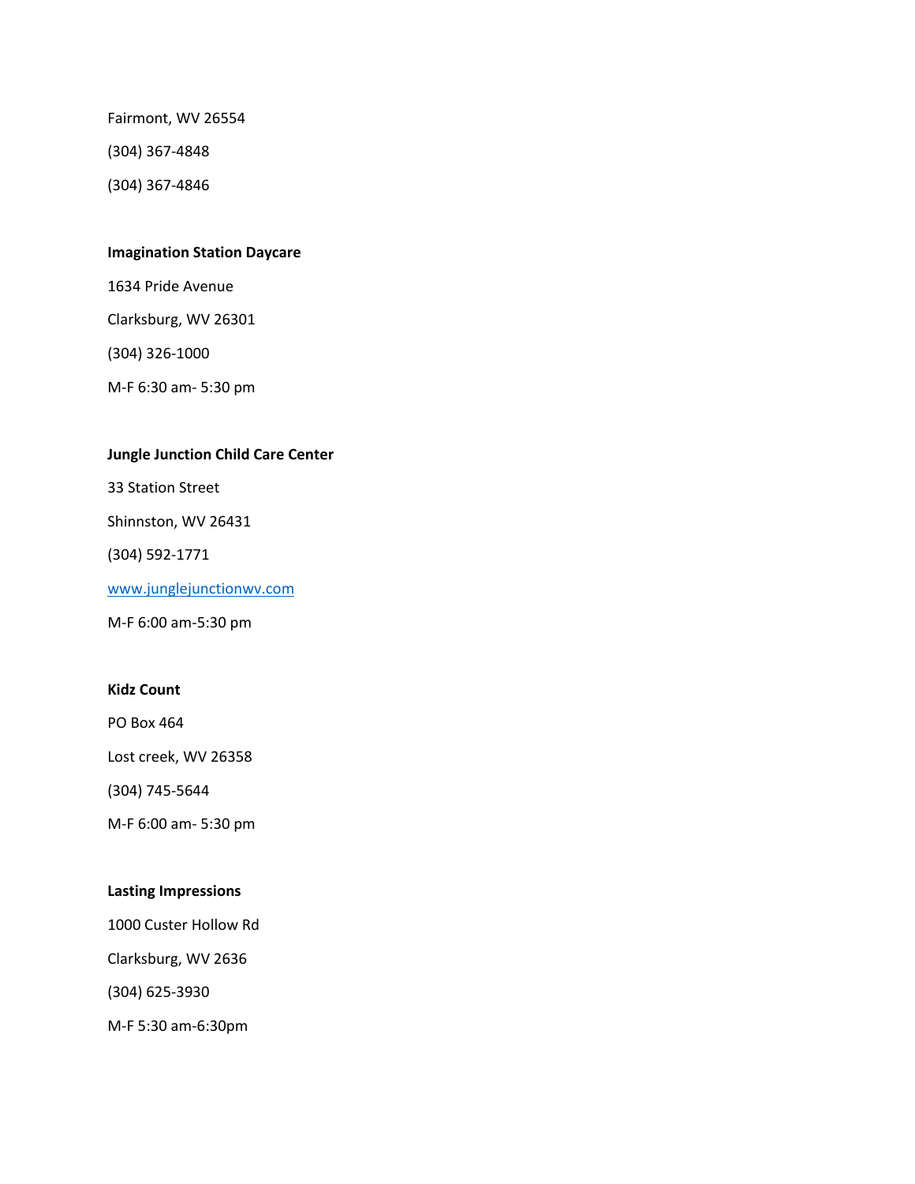Fairmont, WV 26554

(304) 367-4848

(304) 367-4846

**Imagination Station Daycare**

1634 Pride Avenue

Clarksburg, WV 26301

(304) 326-1000

M-F 6:30 am- 5:30 pm

**Jungle Junction Child Care Center**

33 Station Street

Shinnston, WV 26431

(304) 592-1771

www.junglejunctionwv.com

M-F 6:00 am-5:30 pm

**Kidz Count**

PO Box 464

Lost creek, WV 26358

(304) 745-5644

M-F 6:00 am- 5:30 pm

**Lasting Impressions**

1000 Custer Hollow Rd

Clarksburg, WV 2636

(304) 625-3930

M-F 5:30 am-6:30pm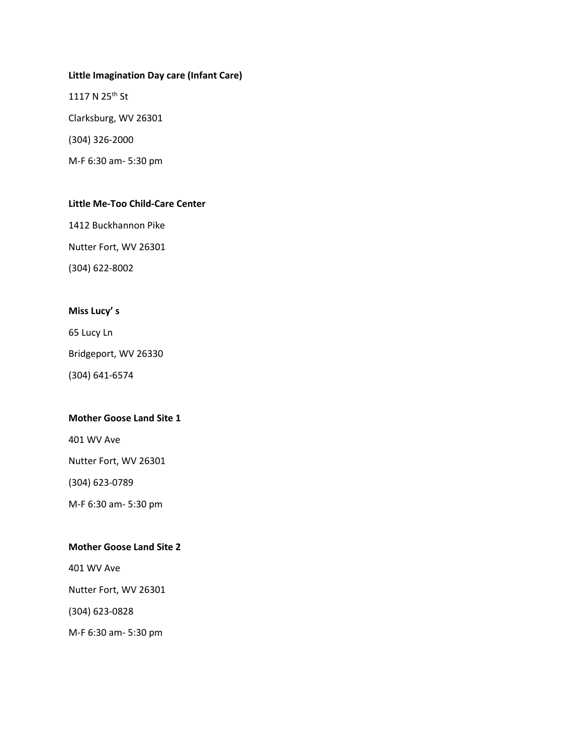**Little Imagination Day care (Infant Care)**

1117 N 25th St

Clarksburg, WV 26301

(304) 326-2000

M-F 6:30 am- 5:30 pm

**Little Me-Too Child-Care Center**

1412 Buckhannon Pike

Nutter Fort, WV 26301

(304) 622-8002

**Miss Lucy' s**

65 Lucy Ln

Bridgeport, WV 26330

(304) 641-6574

**Mother Goose Land Site 1**

401 WV Ave

Nutter Fort, WV 26301

(304) 623-0789

M-F 6:30 am- 5:30 pm

**Mother Goose Land Site 2**

401 WV Ave

Nutter Fort, WV 26301

(304) 623-0828

M-F 6:30 am- 5:30 pm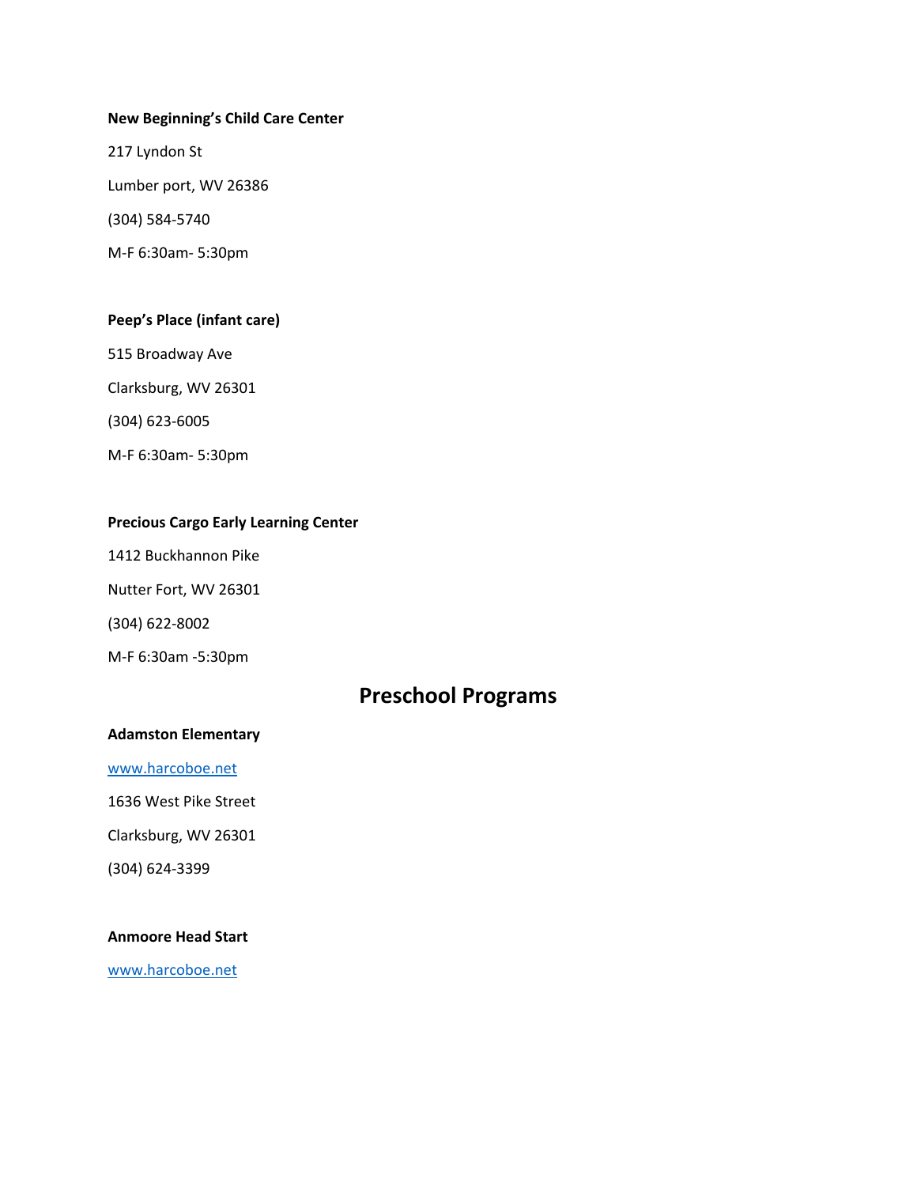**New Beginning's Child Care Center**

217 Lyndon St

Lumber port, WV 26386

(304) 584-5740

M-F 6:30am- 5:30pm

**Peep's Place (infant care)**

515 Broadway Ave

Clarksburg, WV 26301

(304) 623-6005

M-F 6:30am- 5:30pm

**Precious Cargo Early Learning Center**

1412 Buckhannon Pike

Nutter Fort, WV 26301

(304) 622-8002

M-F 6:30am -5:30pm

## Preschool Programs

**Adamston Elementary**

[www.harcoboe.net](http://www.harcoboe.net)

1636 West Pike Street

Clarksburg, WV 26301

(304) 624-3399

**Anmoore Head Start**

[www.harcoboe.net](http://www.harcoboe.net)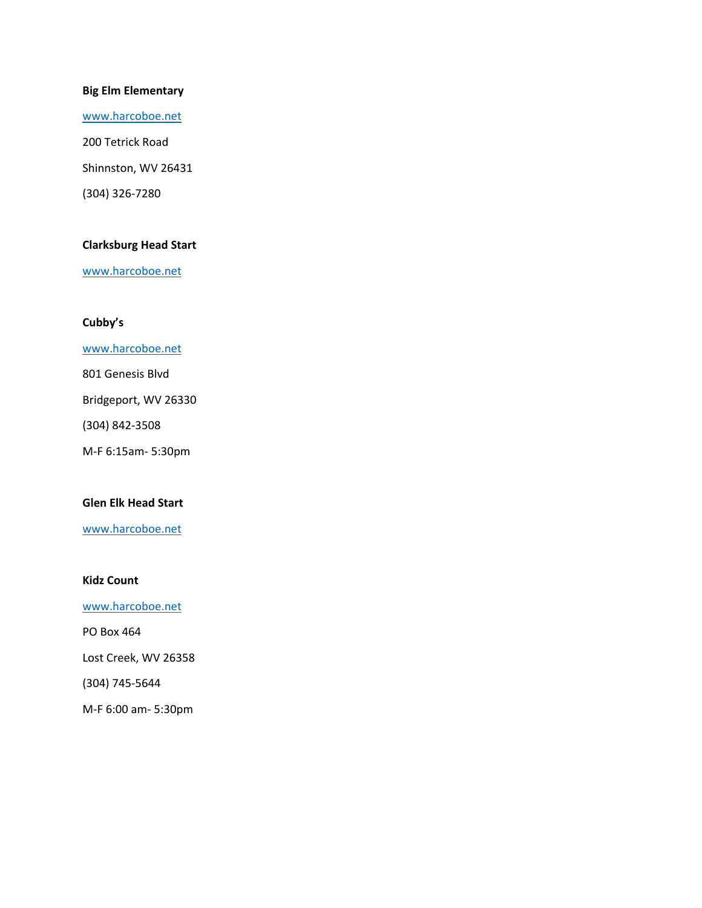**Big Elm Elementary**

www.harcoboe.net

200 Tetrick Road

Shinnston, WV 26431

(304) 326-7280

**Clarksburg Head Start**

www.harcoboe.net

**Cubby's**

www.harcoboe.net

801 Genesis Blvd

Bridgeport, WV 26330

(304) 842-3508

M-F 6:15am- 5:30pm

**Glen Elk Head Start**

www.harcoboe.net

**Kidz Count**

www.harcoboe.net

PO Box 464

Lost Creek, WV 26358

(304) 745-5644

M-F 6:00 am- 5:30pm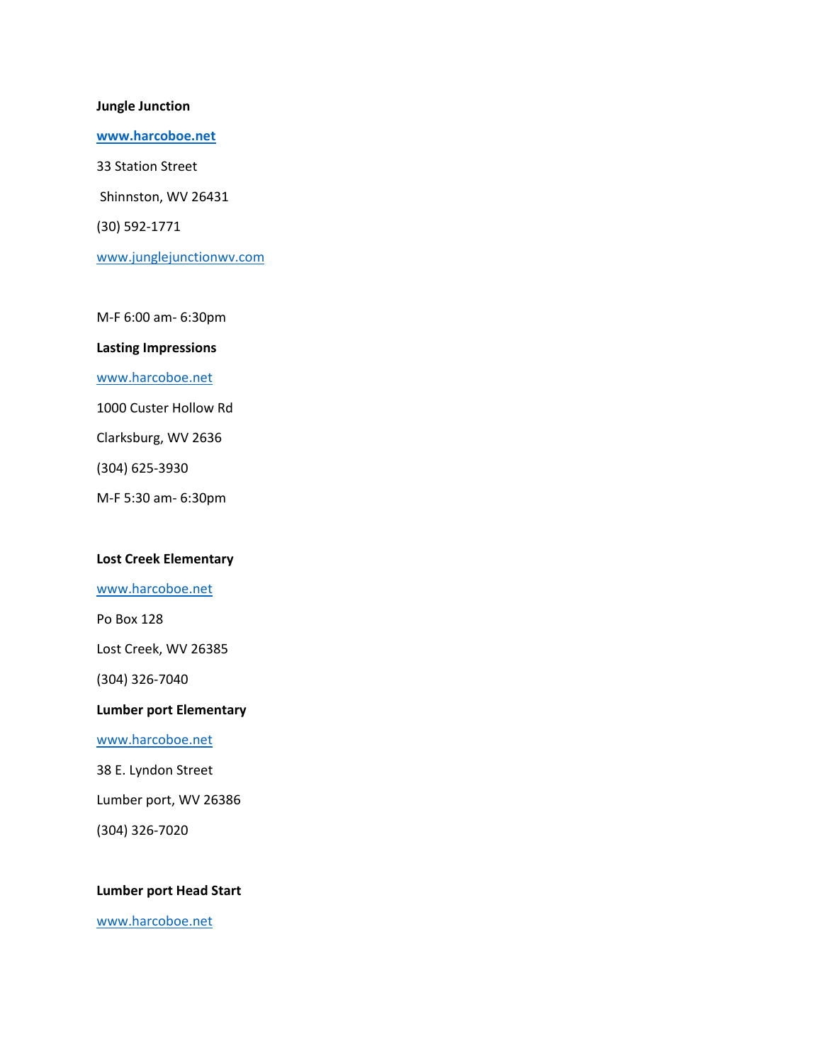**Jungle Junction**

**www.harcoboe.net**

33 Station Street

Shinnston, WV 26431

(30) 592-1771

www.junglejunctionwv.com

M-F 6:00 am- 6:30pm

**Lasting Impressions**

www.harcoboe.net

1000 Custer Hollow Rd

Clarksburg, WV 2636

(304) 625-3930

M-F 5:30 am- 6:30pm

**Lost Creek Elementary**

www.harcoboe.net

Po Box 128

Lost Creek, WV 26385

(304) 326-7040

**Lumber port Elementary**

www.harcoboe.net

38 E. Lyndon Street

Lumber port, WV 26386

(304) 326-7020

**Lumber port Head Start**

www.harcoboe.net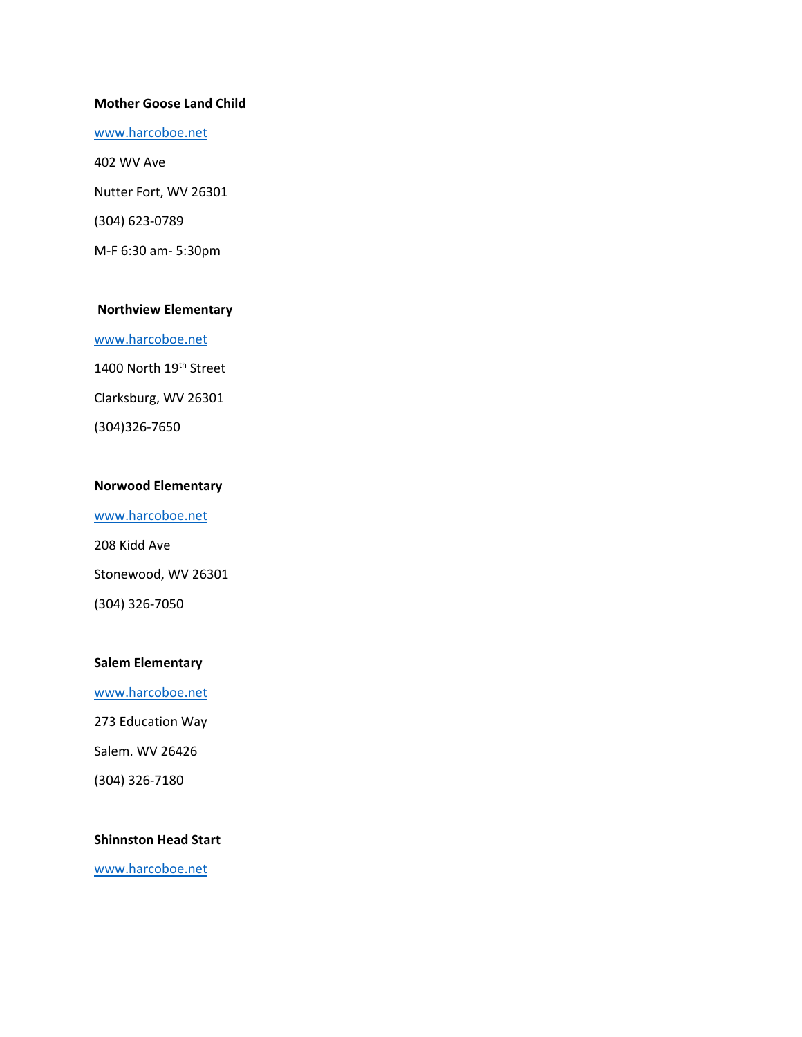**Mother Goose Land Child**

www.harcoboe.net

402 WV Ave

Nutter Fort, WV 26301

(304) 623-0789

M-F 6:30 am- 5:30pm

**Northview Elementary**

www.harcoboe.net

1400 North 19th Street

Clarksburg, WV 26301

(304)326-7650

**Norwood Elementary**

www.harcoboe.net

208 Kidd Ave

Stonewood, WV 26301

(304) 326-7050

**Salem Elementary**

www.harcoboe.net

273 Education Way

Salem. WV 26426

(304) 326-7180

**Shinnston Head Start**

www.harcoboe.net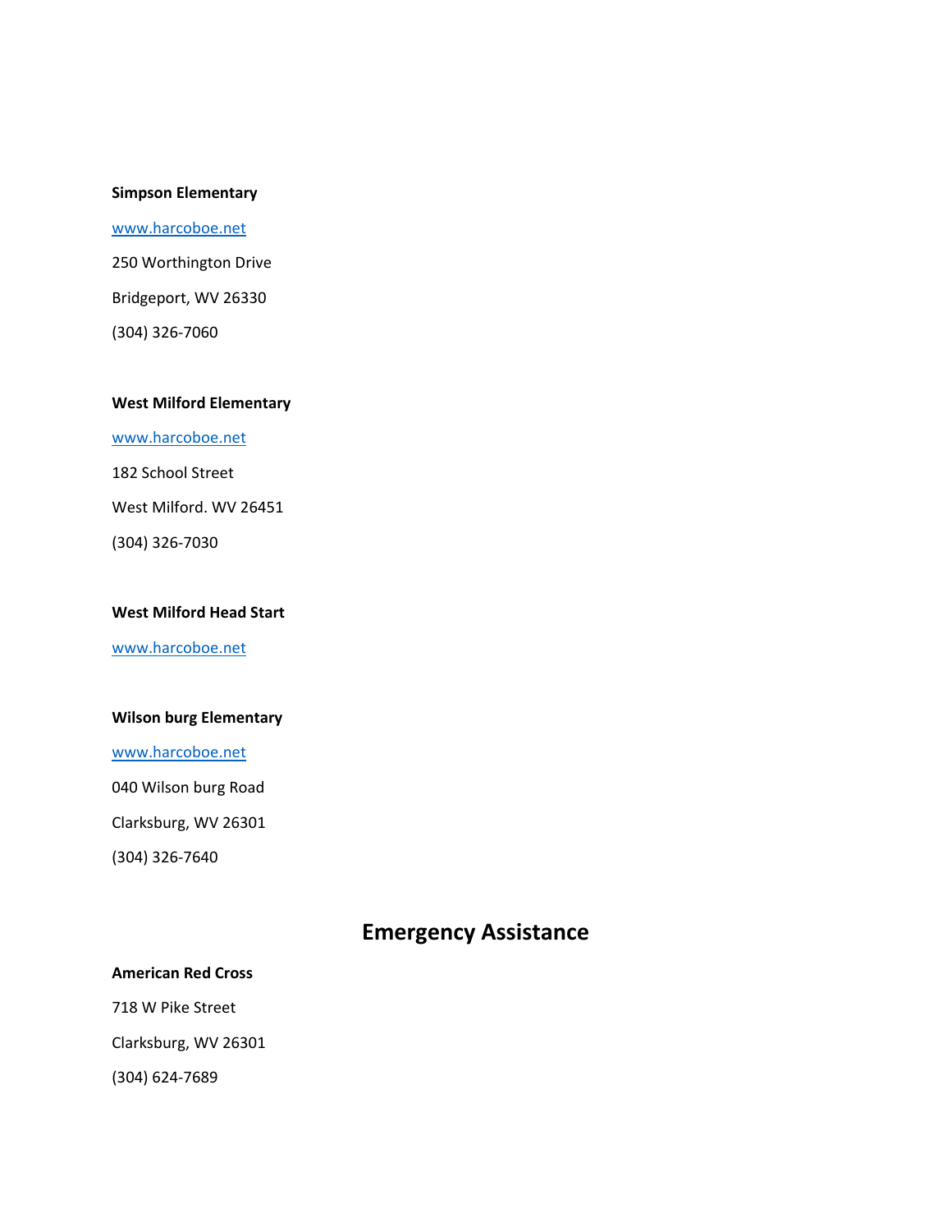**Simpson Elementary**

www.harcoboe.net

250 Worthington Drive

Bridgeport, WV 26330

(304) 326-7060

**West Milford Elementary**

www.harcoboe.net

182 School Street

West Milford. WV 26451

(304) 326-7030

**West Milford Head Start**

www.harcoboe.net

**Wilson burg Elementary**

www.harcoboe.net

040 Wilson burg Road

Clarksburg, WV 26301

(304) 326-7640

## Emergency Assistance

**American Red Cross**

718 W Pike Street

Clarksburg, WV 26301

(304) 624-7689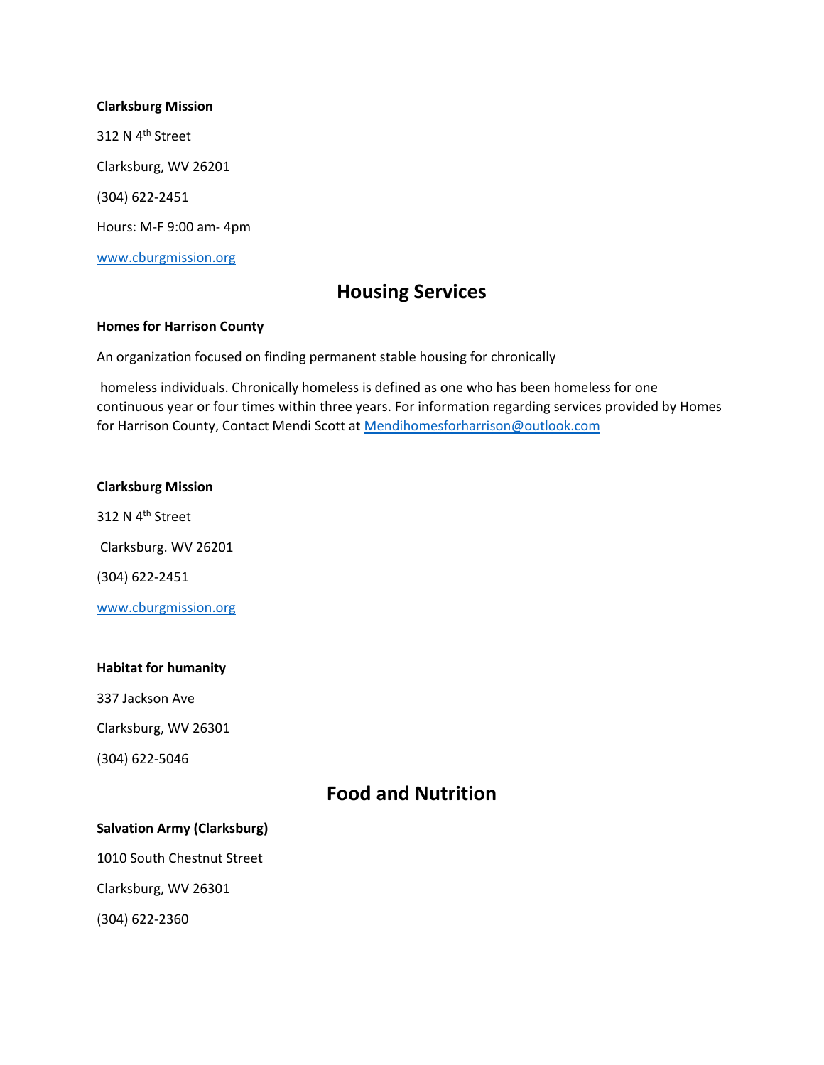**Clarksburg Mission**

312 N 4th Street

Clarksburg, WV 26201

(304) 622-2451

Hours: M-F 9:00 am- 4pm

www.cburgmission.org

## Housing Services

**Homes for Harrison County**

An organization focused on finding permanent stable housing for chronically homeless individuals. Chronically homeless is defined as one who has been homeless for one continuous year or four times within three years. For information regarding services provided by Homes for Harrison County, Contact Mendi Scott at Mendihomesforharrison@outlook.com

**Clarksburg Mission**

312 N 4th Street

Clarksburg. WV 26201

(304) 622-2451

www.cburgmission.org

**Habitat for humanity**

337 Jackson Ave

Clarksburg, WV 26301

(304) 622-5046

## Food and Nutrition

**Salvation Army (Clarksburg)**

1010 South Chestnut Street

Clarksburg, WV 26301

(304) 622-2360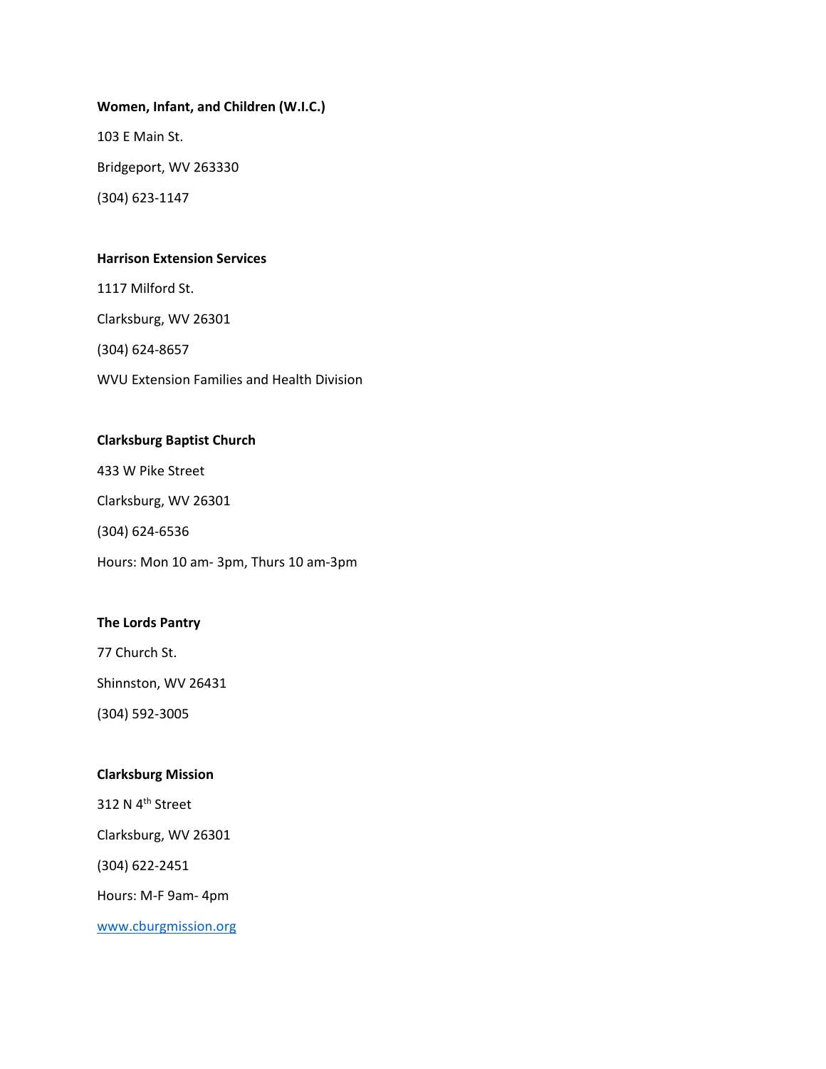**Women, Infant, and Children (W.I.C.)**

103 E Main St.

Bridgeport, WV 263330

(304) 623-1147

**Harrison Extension Services**

1117 Milford St.

Clarksburg, WV 26301

(304) 624-8657

WVU Extension Families and Health Division

**Clarksburg Baptist Church**

433 W Pike Street

Clarksburg, WV 26301

(304) 624-6536

Hours: Mon 10 am- 3pm, Thurs 10 am-3pm

**The Lords Pantry**

77 Church St.

Shinnston, WV 26431

(304) 592-3005

**Clarksburg Mission**

312 N 4th Street

Clarksburg, WV 26301

(304) 622-2451

Hours: M-F 9am- 4pm

www.cburgmission.org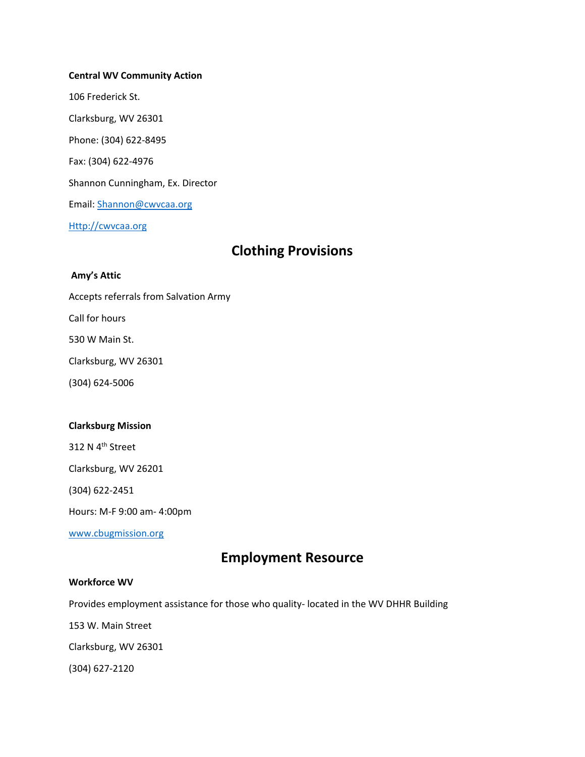**Central WV Community Action**

106 Frederick St.

Clarksburg, WV 26301

Phone: (304) 622-8495

Fax: (304) 622-4976

Shannon Cunningham, Ex. Director

Email: Shannon@cwvcaa.org

Http://cwvcaa.org

## Clothing Provisions

**Amy's Attic**

Accepts referrals from Salvation Army

Call for hours

530 W Main St.

Clarksburg, WV 26301

(304) 624-5006

**Clarksburg Mission**

312 N 4th Street

Clarksburg, WV 26201

(304) 622-2451

Hours: M-F 9:00 am- 4:00pm

www.cbugmission.org

## Employment Resource

**Workforce WV**

Provides employment assistance for those who quality- located in the WV DHHR Building

153 W. Main Street

Clarksburg, WV 26301

(304) 627-2120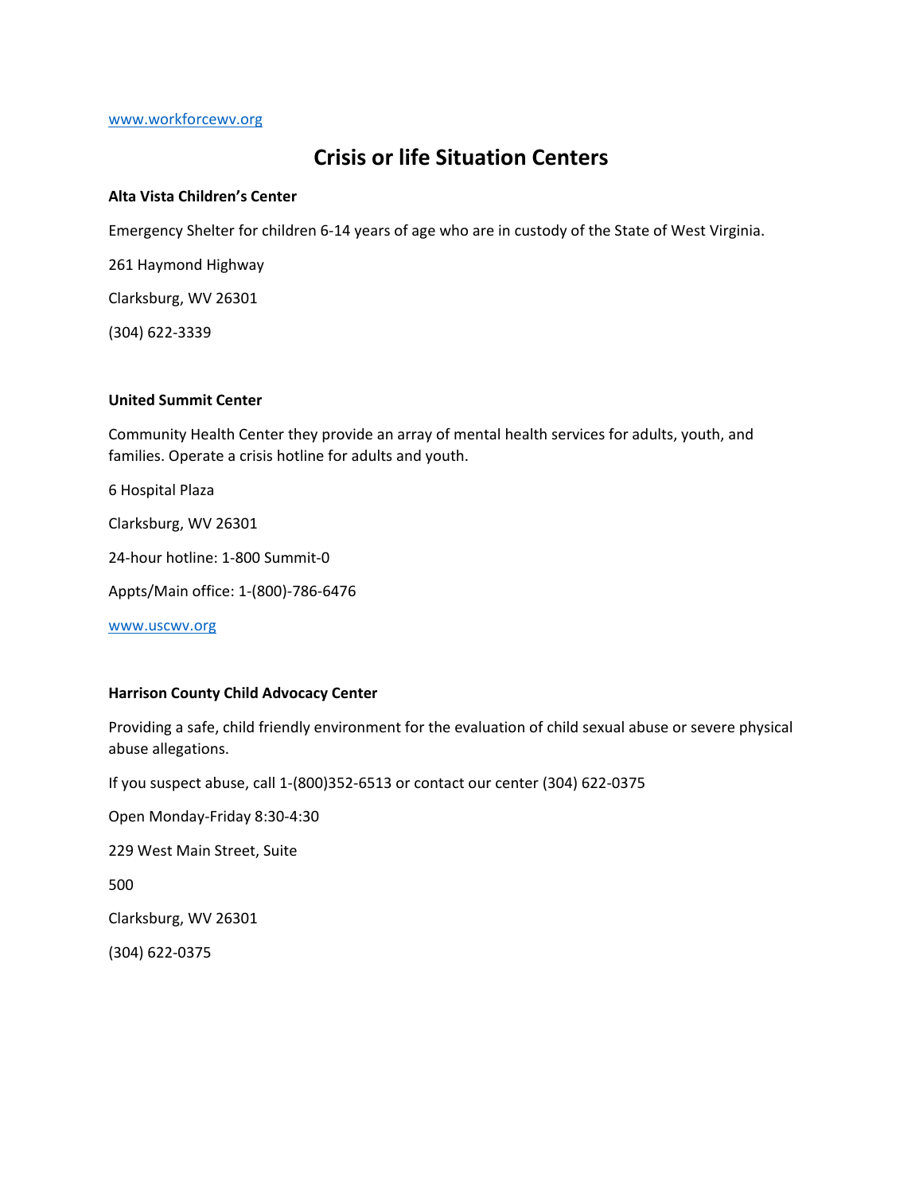www.workforcewv.org

# Crisis or life Situation Centers

**Alta Vista Children's Center**

Emergency Shelter for children 6-14 years of age who are in custody of the State of West Virginia.

261 Haymond Highway

Clarksburg, WV 26301

(304) 622-3339

**United Summit Center**

Community Health Center they provide an array of mental health services for adults, youth, and families. Operate a crisis hotline for adults and youth.

6 Hospital Plaza

Clarksburg, WV 26301

24-hour hotline: 1-800 Summit-0

Appts/Main office: 1-(800)-786-6476

www.uscwv.org

**Harrison County Child Advocacy Center**

Providing a safe, child friendly environment for the evaluation of child sexual abuse or severe physical abuse allegations.

If you suspect abuse, call 1-(800)352-6513 or contact our center (304) 622-0375

Open Monday-Friday 8:30-4:30

229 West Main Street, Suite

500

Clarksburg, WV 26301

(304) 622-0375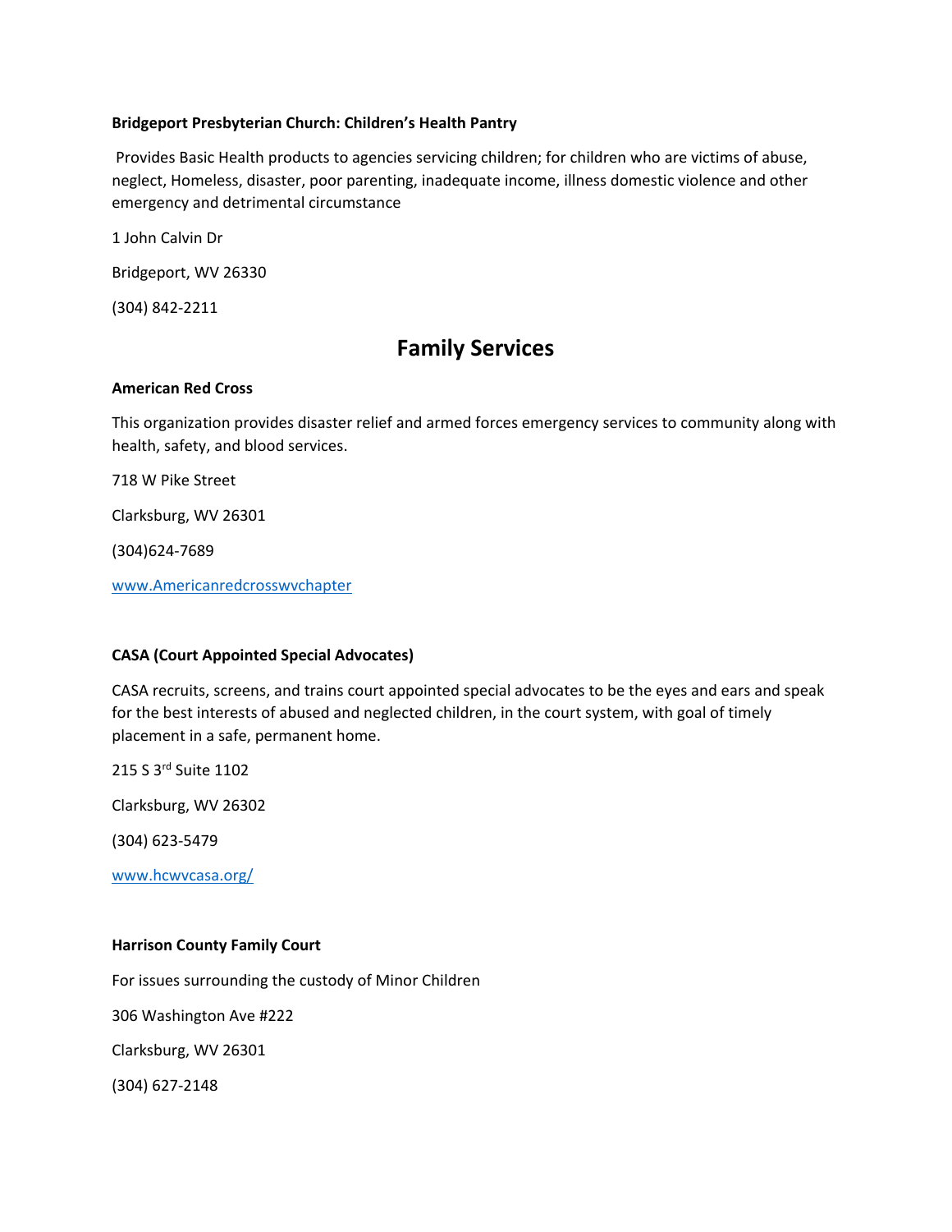**Bridgeport Presbyterian Church: Children's Health Pantry**

Provides Basic Health products to agencies servicing children; for children who are victims of abuse, neglect, Homeless, disaster, poor parenting, inadequate income, illness domestic violence and other emergency and detrimental circumstance

1 John Calvin Dr

Bridgeport, WV 26330

(304) 842-2211

## Family Services

**American Red Cross**

This organization provides disaster relief and armed forces emergency services to community along with health, safety, and blood services.

718 W Pike Street

Clarksburg, WV 26301

(304)624-7689

www.Americanredcrosswvchapter

**CASA (Court Appointed Special Advocates)**

CASA recruits, screens, and trains court appointed special advocates to be the eyes and ears and speak for the best interests of abused and neglected children, in the court system, with goal of timely placement in a safe, permanent home.

215 S 3rd Suite 1102

Clarksburg, WV 26302

(304) 623-5479

www.hcwvcasa.org/

**Harrison County Family Court**

For issues surrounding the custody of Minor Children

306 Washington Ave #222

Clarksburg, WV 26301

(304) 627-2148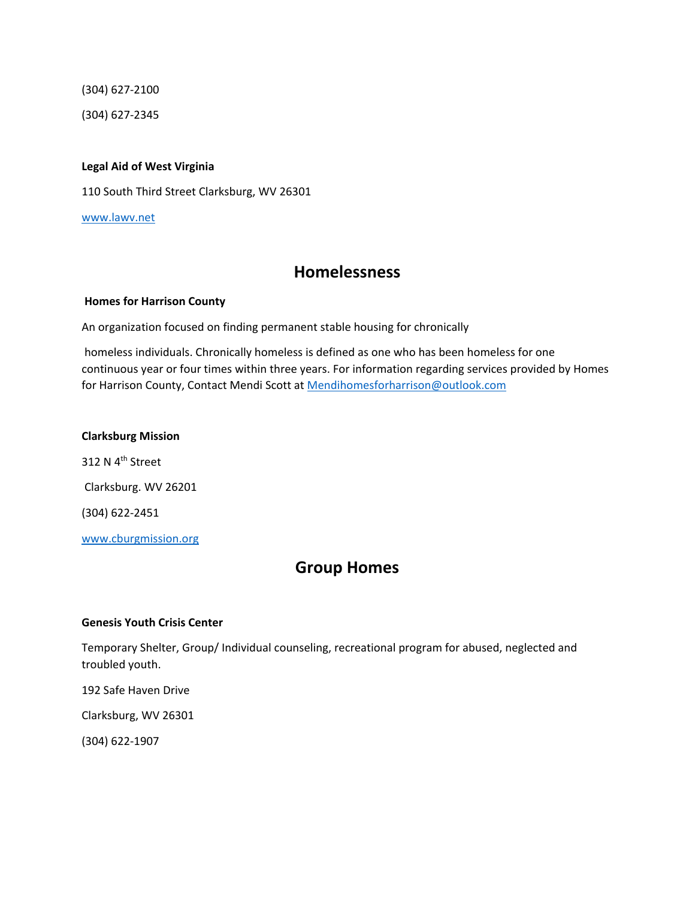(304) 627-2100

(304) 627-2345

**Legal Aid of West Virginia**

110 South Third Street Clarksburg, WV 26301

www.lawv.net

## Homelessness

**Homes for Harrison County**

An organization focused on finding permanent stable housing for chronically homeless individuals. Chronically homeless is defined as one who has been homeless for one continuous year or four times within three years. For information regarding services provided by Homes for Harrison County, Contact Mendi Scott at Mendihomesforharrison@outlook.com

**Clarksburg Mission**

312 N 4th Street

Clarksburg. WV 26201

(304) 622-2451

www.cburgmission.org

## Group Homes

**Genesis Youth Crisis Center**

Temporary Shelter, Group/ Individual counseling, recreational program for abused, neglected and troubled youth.

192 Safe Haven Drive

Clarksburg, WV 26301

(304) 622-1907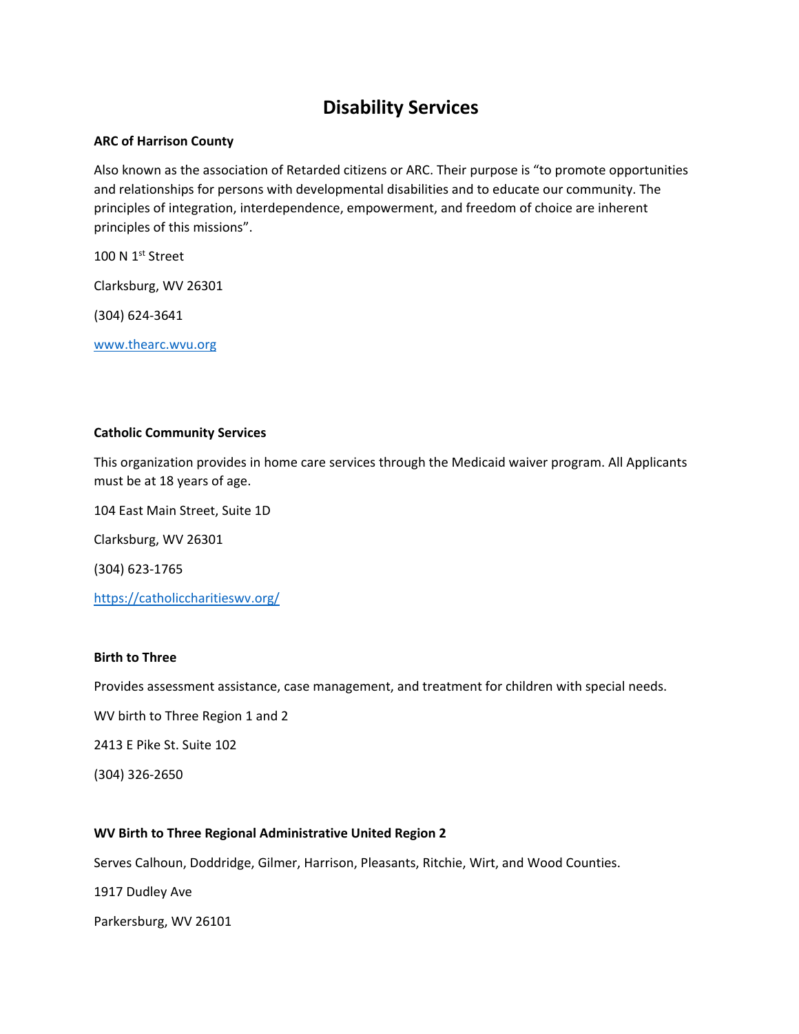# Disability Services

**ARC of Harrison County**

Also known as the association of Retarded citizens or ARC. Their purpose is "to promote opportunities and relationships for persons with developmental disabilities and to educate our community. The principles of integration, interdependence, empowerment, and freedom of choice are inherent principles of this missions".

100 N 1st Street

Clarksburg, WV 26301

(304) 624-3641

www.thearc.wvu.org

**Catholic Community Services**

This organization provides in home care services through the Medicaid waiver program. All Applicants must be at 18 years of age.

104 East Main Street, Suite 1D

Clarksburg, WV 26301

(304) 623-1765

https://catholiccharitieswv.org/

**Birth to Three**

Provides assessment assistance, case management, and treatment for children with special needs.

WV birth to Three Region 1 and 2

2413 E Pike St. Suite 102

(304) 326-2650

**WV Birth to Three Regional Administrative United Region 2**

Serves Calhoun, Doddridge, Gilmer, Harrison, Pleasants, Ritchie, Wirt, and Wood Counties.

1917 Dudley Ave

Parkersburg, WV 26101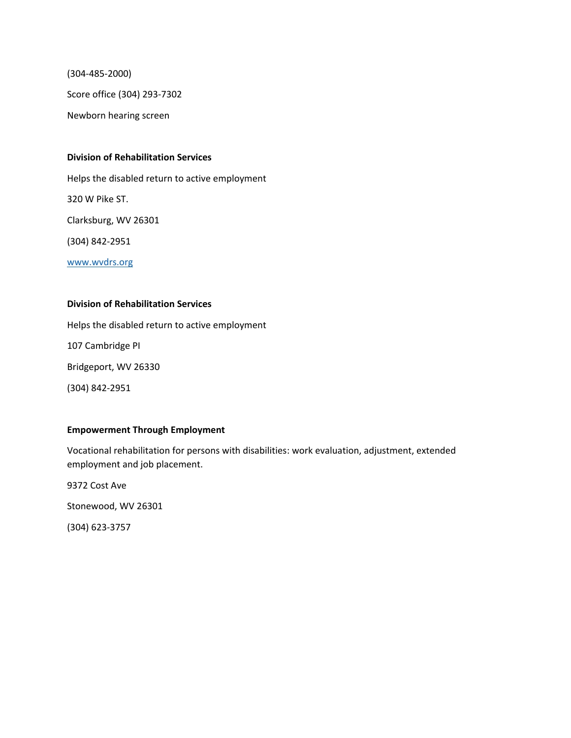(304-485-2000)

Score office (304) 293-7302

Newborn hearing screen

**Division of Rehabilitation Services**

Helps the disabled return to active employment

320 W Pike ST.

Clarksburg, WV 26301

(304) 842-2951

www.wvdrs.org

**Division of Rehabilitation Services**

Helps the disabled return to active employment

107 Cambridge PI

Bridgeport, WV 26330

(304) 842-2951

**Empowerment Through Employment**

Vocational rehabilitation for persons with disabilities: work evaluation, adjustment, extended employment and job placement.

9372 Cost Ave

Stonewood, WV 26301

(304) 623-3757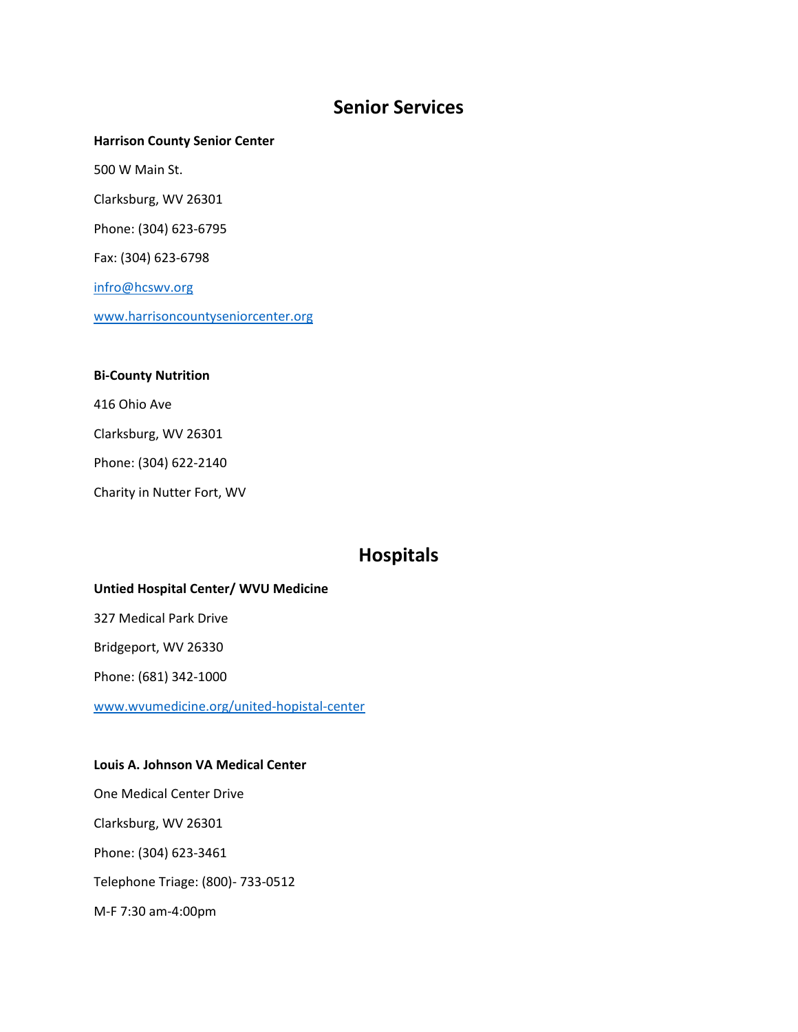## Senior Services

**Harrison County Senior Center**

500 W Main St.

Clarksburg, WV 26301

Phone: (304) 623-6795

Fax: (304) 623-6798

infro@hcswv.org

www.harrisoncountyseniorcenter.org

**Bi-County Nutrition**

416 Ohio Ave

Clarksburg, WV 26301

Phone: (304) 622-2140

Charity in Nutter Fort, WV

## Hospitals

**Untied Hospital Center/ WVU Medicine**

327 Medical Park Drive

Bridgeport, WV 26330

Phone: (681) 342-1000

www.wvumedicine.org/united-hopistal-center

**Louis A. Johnson VA Medical Center**

One Medical Center Drive

Clarksburg, WV 26301

Phone: (304) 623-3461

Telephone Triage: (800)- 733-0512

M-F 7:30 am-4:00pm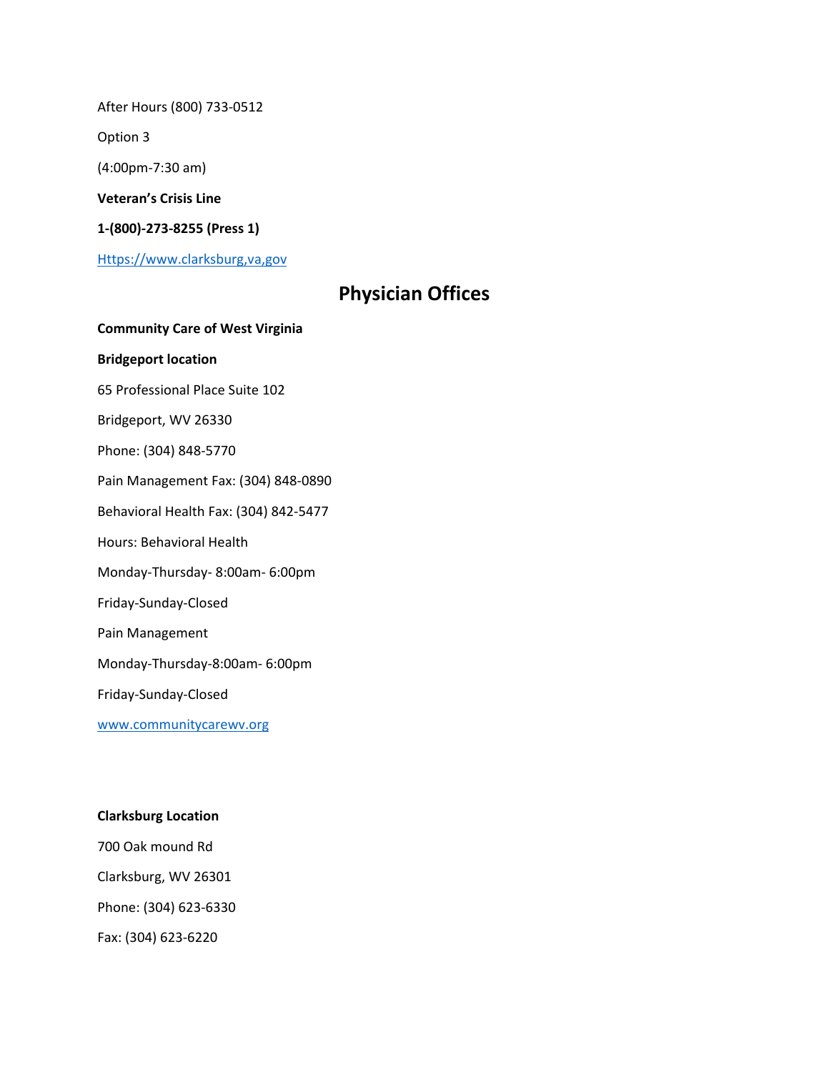After Hours (800) 733-0512

Option 3

(4:00pm-7:30 am)

**Veteran's Crisis Line**

**1-(800)-273-8255 (Press 1)**

Https://www.clarksburg,va,gov

## Physician Offices

**Community Care of West Virginia**

**Bridgeport location**

65 Professional Place Suite 102

Bridgeport, WV 26330

Phone: (304) 848-5770

Pain Management Fax: (304) 848-0890

Behavioral Health Fax: (304) 842-5477

Hours: Behavioral Health

Monday-Thursday- 8:00am- 6:00pm

Friday-Sunday-Closed

Pain Management

Monday-Thursday-8:00am- 6:00pm

Friday-Sunday-Closed

www.communitycarewv.org

**Clarksburg Location**

700 Oak mound Rd

Clarksburg, WV 26301

Phone: (304) 623-6330

Fax: (304) 623-6220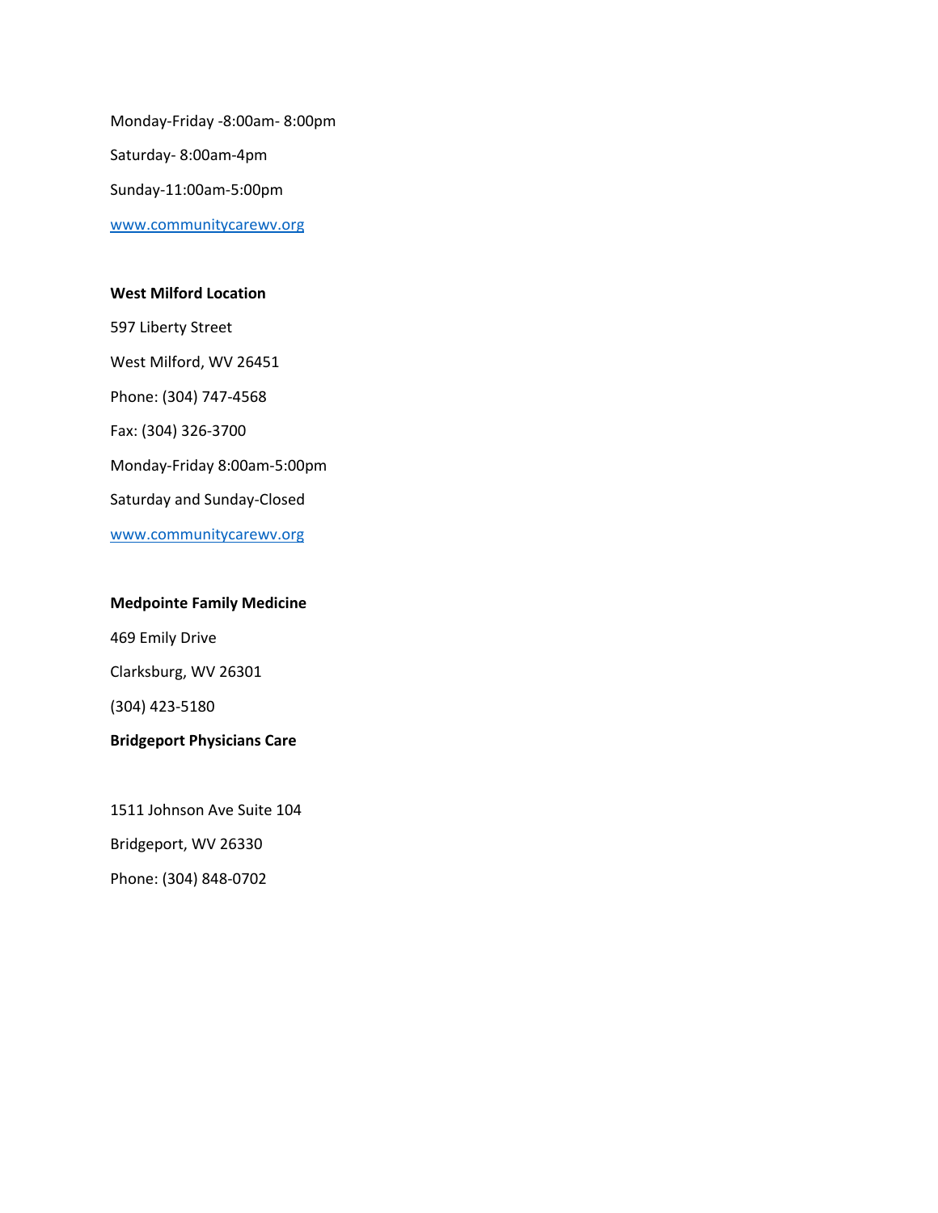Monday-Friday -8:00am- 8:00pm

Saturday- 8:00am-4pm

Sunday-11:00am-5:00pm

[www.communitycarewv.org](http://www.communitycarewv.org)

**West Milford Location**

597 Liberty Street

West Milford, WV 26451

Phone: (304) 747-4568

Fax: (304) 326-3700

Monday-Friday 8:00am-5:00pm

Saturday and Sunday-Closed

[www.communitycarewv.org](http://www.communitycarewv.org)

**Medpointe Family Medicine**

469 Emily Drive

Clarksburg, WV 26301

(304) 423-5180

**Bridgeport Physicians Care**

1511 Johnson Ave Suite 104

Bridgeport, WV 26330

Phone: (304) 848-0702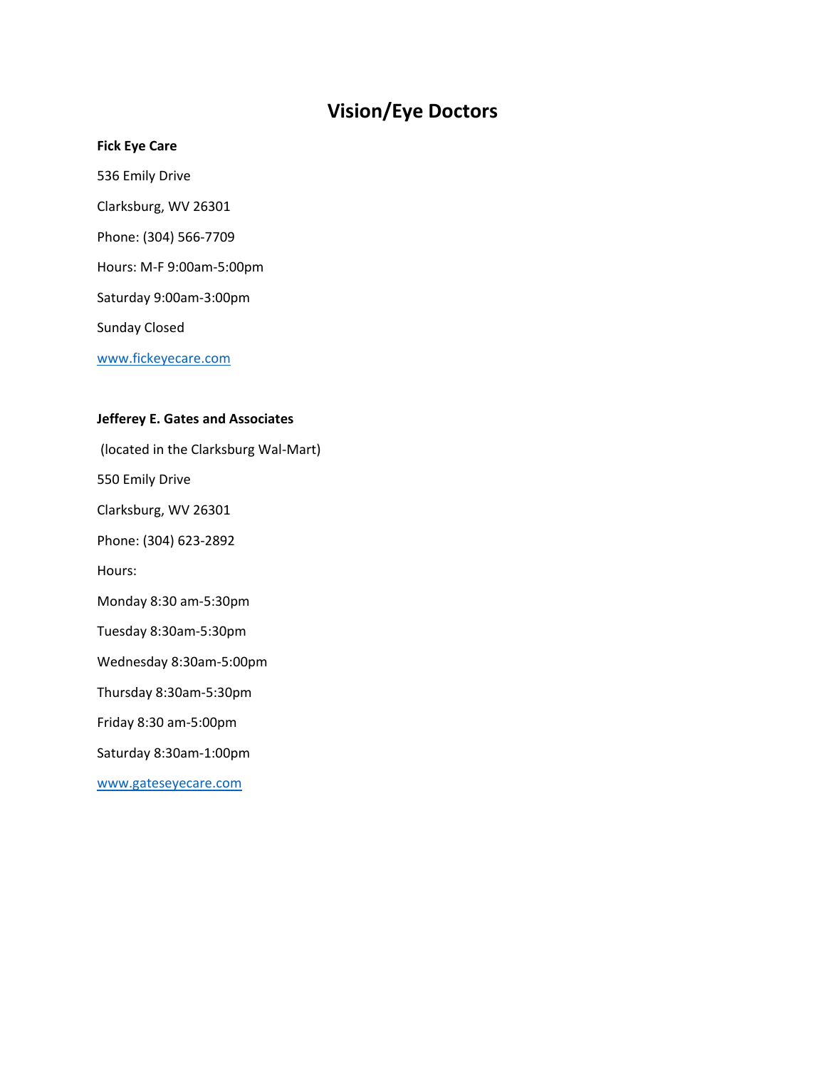# Vision/Eye Doctors

**Fick Eye Care**

536 Emily Drive

Clarksburg, WV 26301

Phone: (304) 566-7709

Hours: M-F 9:00am-5:00pm

Saturday 9:00am-3:00pm

Sunday Closed

www.fickeyecare.com

**Jefferey E. Gates and Associates**

(located in the Clarksburg Wal-Mart)

550 Emily Drive

Clarksburg, WV 26301

Phone: (304) 623-2892

Hours:

Monday 8:30 am-5:30pm

Tuesday 8:30am-5:30pm

Wednesday 8:30am-5:00pm

Thursday 8:30am-5:30pm

Friday 8:30 am-5:00pm

Saturday 8:30am-1:00pm

www.gateseyecare.com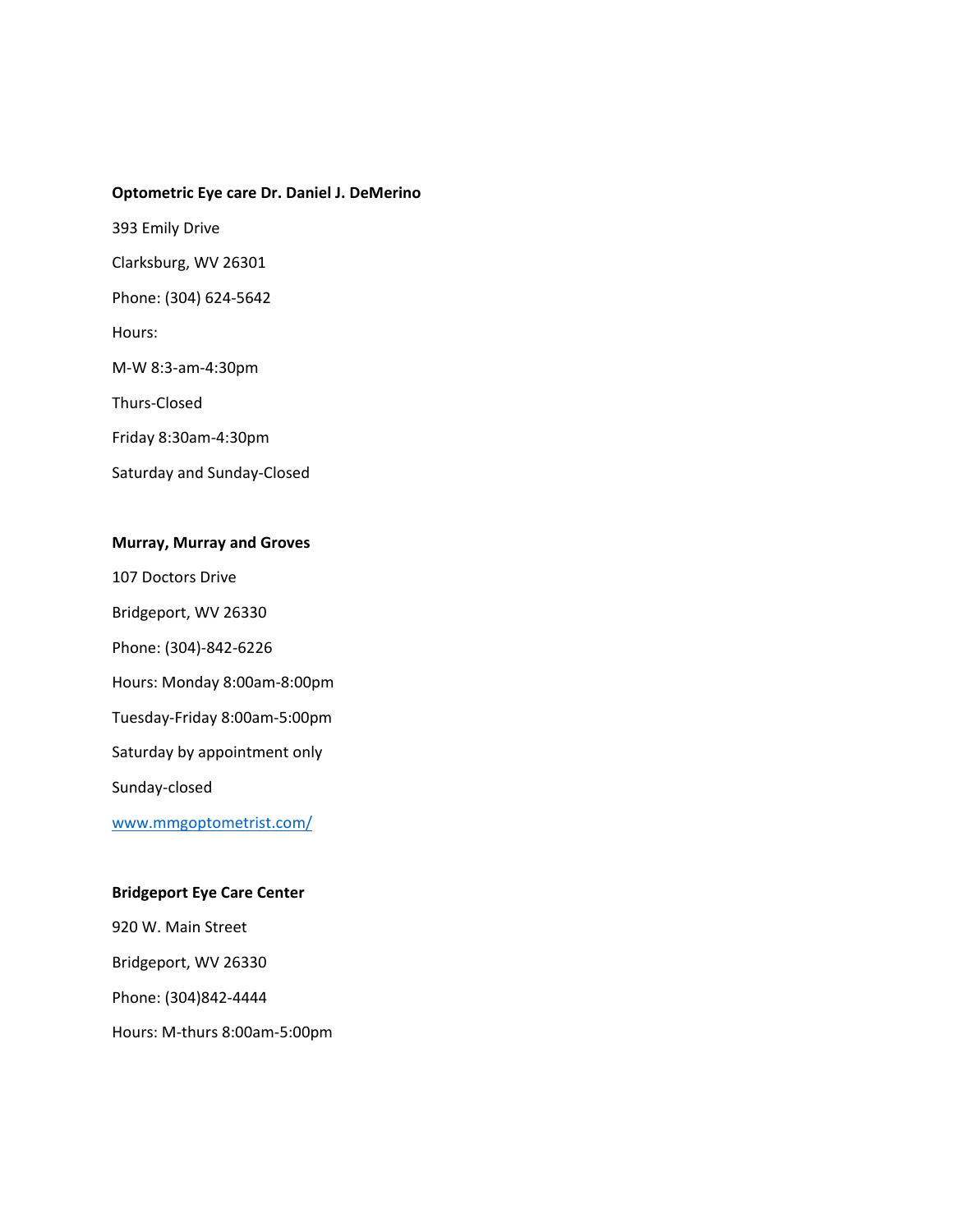**Optometric Eye care Dr. Daniel J. DeMerino**

393 Emily Drive

Clarksburg, WV 26301

Phone: (304) 624-5642

Hours:

M-W 8:3-am-4:30pm

Thurs-Closed

Friday 8:30am-4:30pm

Saturday and Sunday-Closed

**Murray, Murray and Groves**

107 Doctors Drive

Bridgeport, WV 26330

Phone: (304)-842-6226

Hours: Monday 8:00am-8:00pm

Tuesday-Friday 8:00am-5:00pm

Saturday by appointment only

Sunday-closed

www.mmgoptometrist.com/

**Bridgeport Eye Care Center**

920 W. Main Street

Bridgeport, WV 26330

Phone: (304)842-4444

Hours: M-thurs 8:00am-5:00pm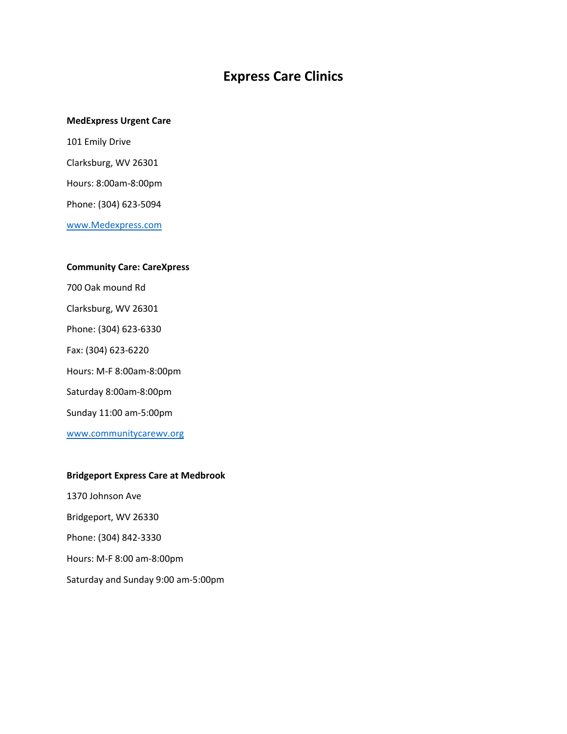# Express Care Clinics

**MedExpress Urgent Care**

101 Emily Drive

Clarksburg, WV 26301

Hours: 8:00am-8:00pm

Phone: (304) 623-5094

www.Medexpress.com

**Community Care: CareXpress**

700 Oak mound Rd

Clarksburg, WV 26301

Phone: (304) 623-6330

Fax: (304) 623-6220

Hours: M-F 8:00am-8:00pm

Saturday 8:00am-8:00pm

Sunday 11:00 am-5:00pm

www.communitycarewv.org

**Bridgeport Express Care at Medbrook**

1370 Johnson Ave

Bridgeport, WV 26330

Phone: (304) 842-3330

Hours: M-F 8:00 am-8:00pm

Saturday and Sunday 9:00 am-5:00pm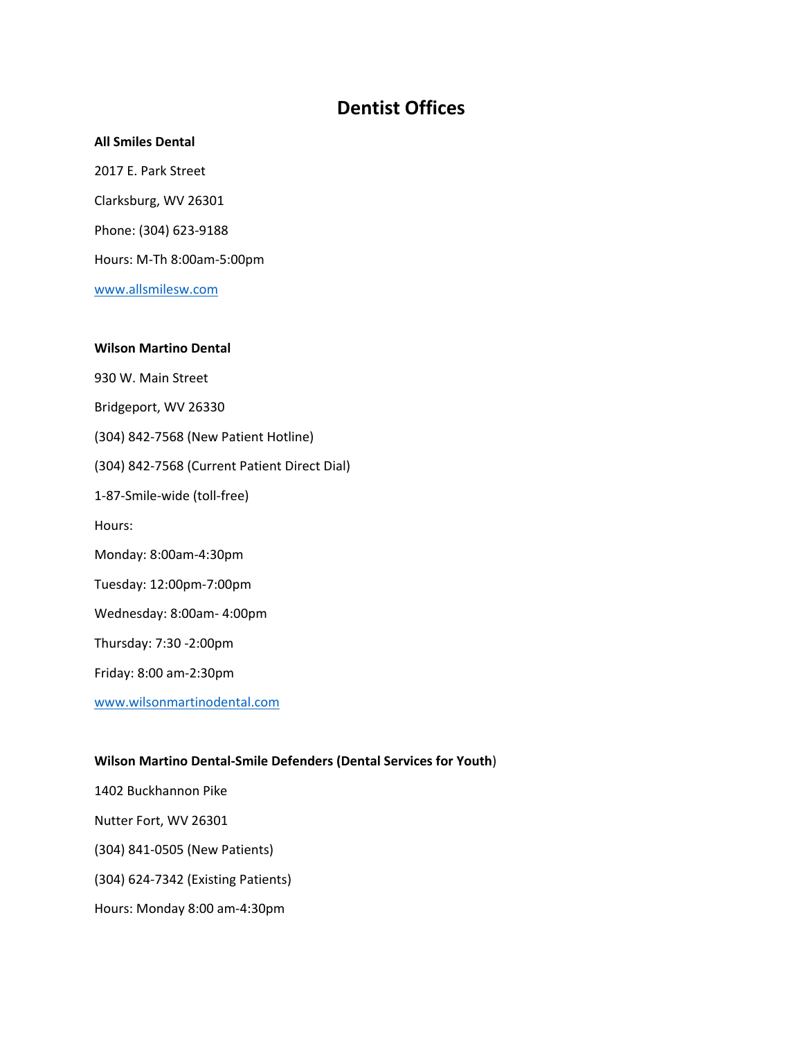# Dentist Offices

**All Smiles Dental**

2017 E. Park Street

Clarksburg, WV 26301

Phone: (304) 623-9188

Hours: M-Th 8:00am-5:00pm

www.allsmilesw.com

**Wilson Martino Dental**

930 W. Main Street

Bridgeport, WV 26330

(304) 842-7568 (New Patient Hotline)

(304) 842-7568 (Current Patient Direct Dial)

1-87-Smile-wide (toll-free)

Hours:

Monday: 8:00am-4:30pm

Tuesday: 12:00pm-7:00pm

Wednesday: 8:00am- 4:00pm

Thursday: 7:30 -2:00pm

Friday: 8:00 am-2:30pm

www.wilsonmartinodental.com

**Wilson Martino Dental-Smile Defenders (Dental Services for Youth)**

1402 Buckhannon Pike

Nutter Fort, WV 26301

(304) 841-0505 (New Patients)

(304) 624-7342 (Existing Patients)

Hours: Monday 8:00 am-4:30pm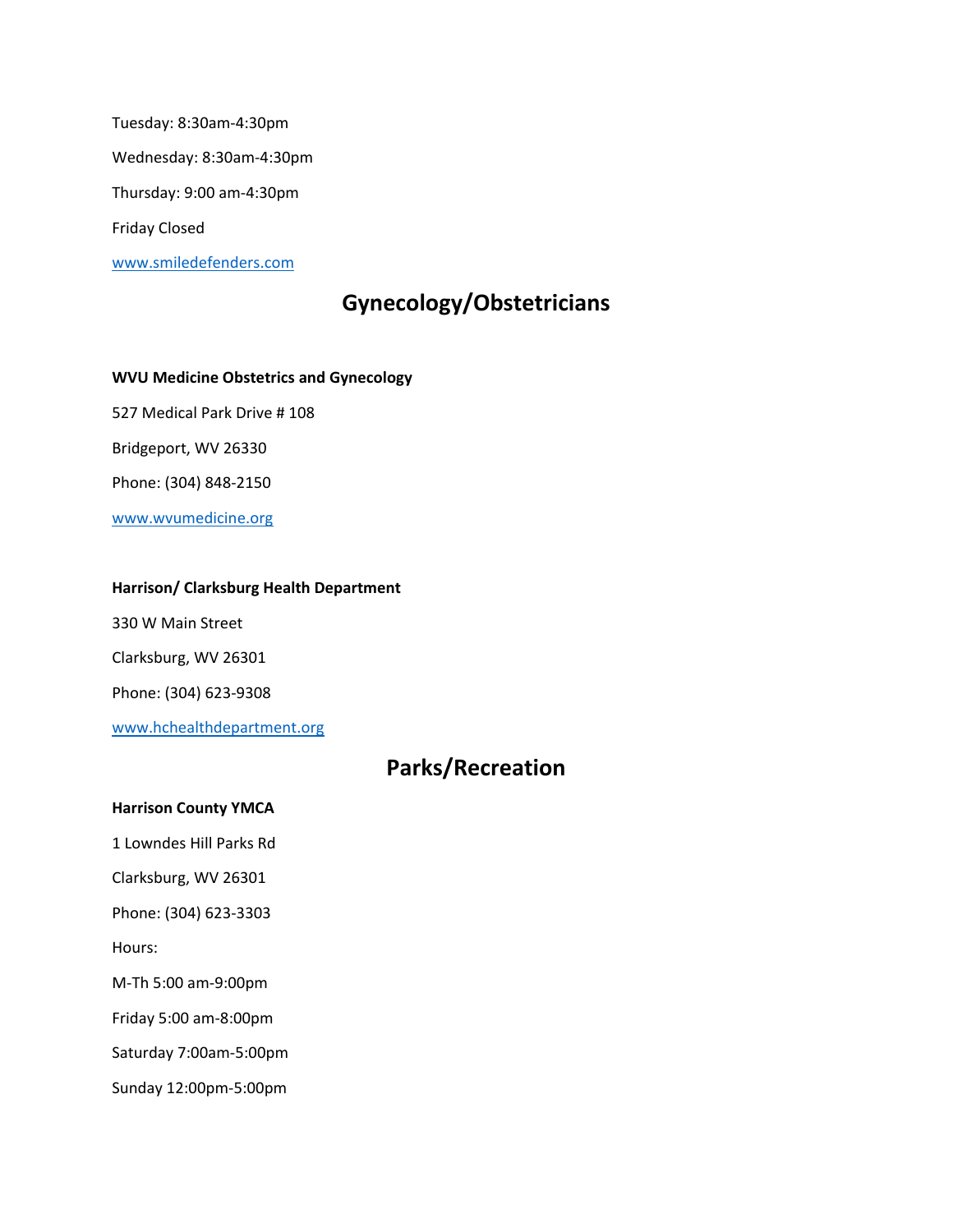Tuesday: 8:30am-4:30pm

Wednesday: 8:30am-4:30pm

Thursday: 9:00 am-4:30pm

Friday Closed

www.smiledefenders.com

## Gynecology/Obstetricians

**WVU Medicine Obstetrics and Gynecology**

527 Medical Park Drive # 108

Bridgeport, WV 26330

Phone: (304) 848-2150

www.wvumedicine.org

**Harrison/ Clarksburg Health Department**

330 W Main Street

Clarksburg, WV 26301

Phone: (304) 623-9308

www.hchealthdepartment.org

## Parks/Recreation

**Harrison County YMCA**

1 Lowndes Hill Parks Rd

Clarksburg, WV 26301

Phone: (304) 623-3303

Hours:

M-Th 5:00 am-9:00pm

Friday 5:00 am-8:00pm

Saturday 7:00am-5:00pm

Sunday 12:00pm-5:00pm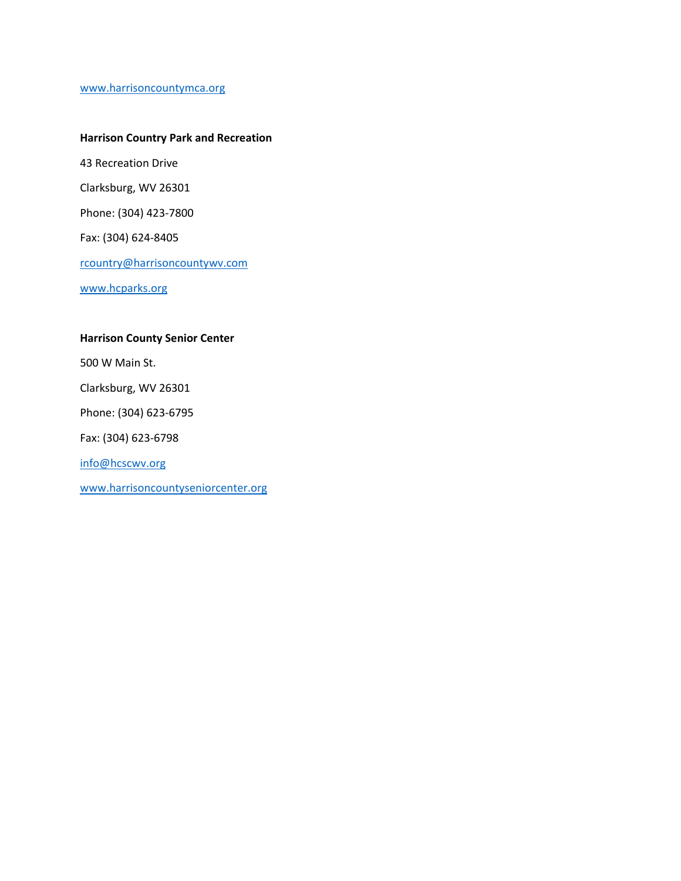www.harrisoncountymca.org

**Harrison Country Park and Recreation**

43 Recreation Drive

Clarksburg, WV 26301

Phone: (304) 423-7800

Fax: (304) 624-8405

rcountry@harrisoncountywv.com

www.hcparks.org

**Harrison County Senior Center**

500 W Main St.

Clarksburg, WV 26301

Phone: (304) 623-6795

Fax: (304) 623-6798

info@hcscwv.org

www.harrisoncountyseniorcenter.org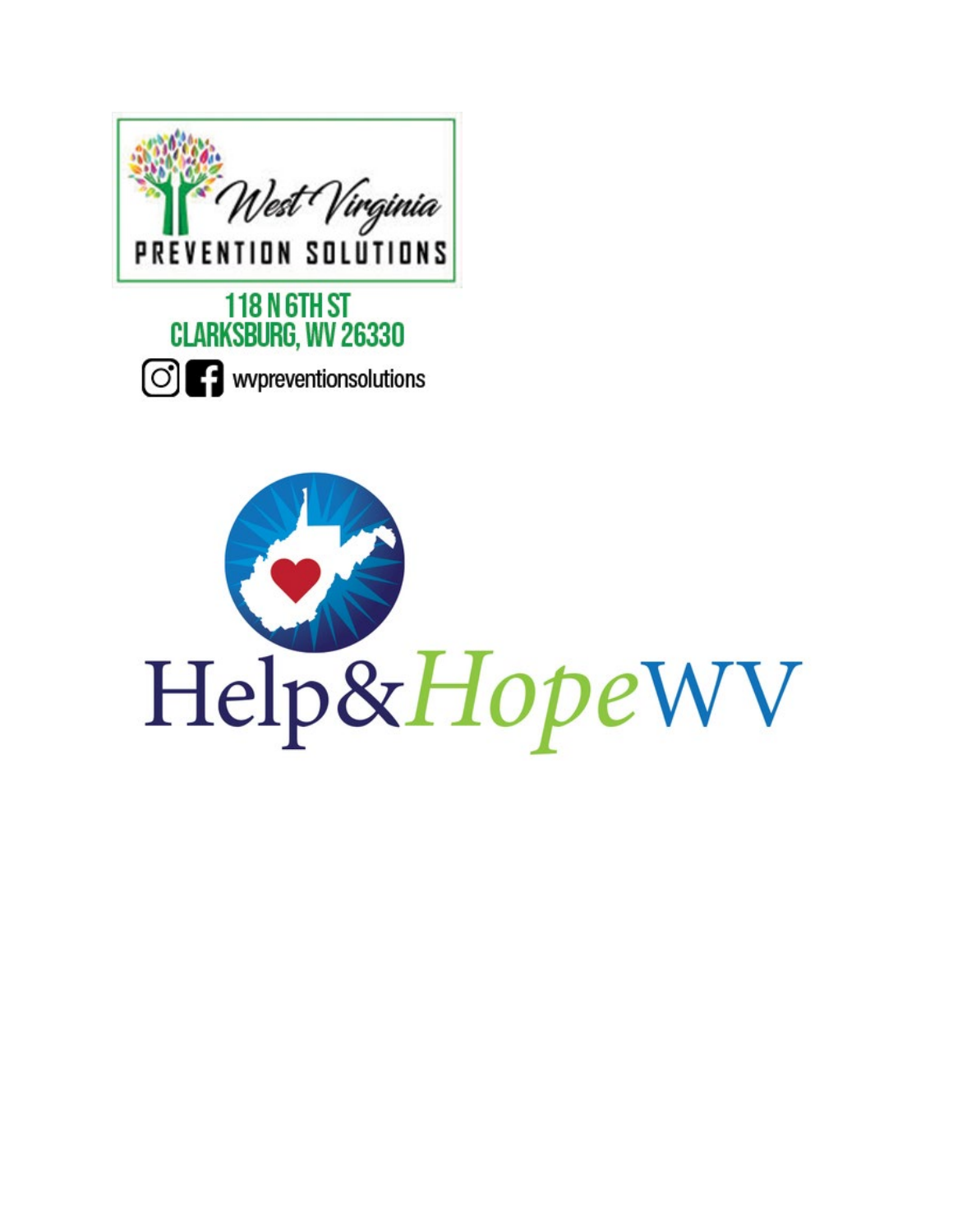West Virginia

PREVENTION SOLUTIONS

118 N 6TH ST
CLARKSBURG, WV 26330

wvpreventionsolutions

Help&HopeWV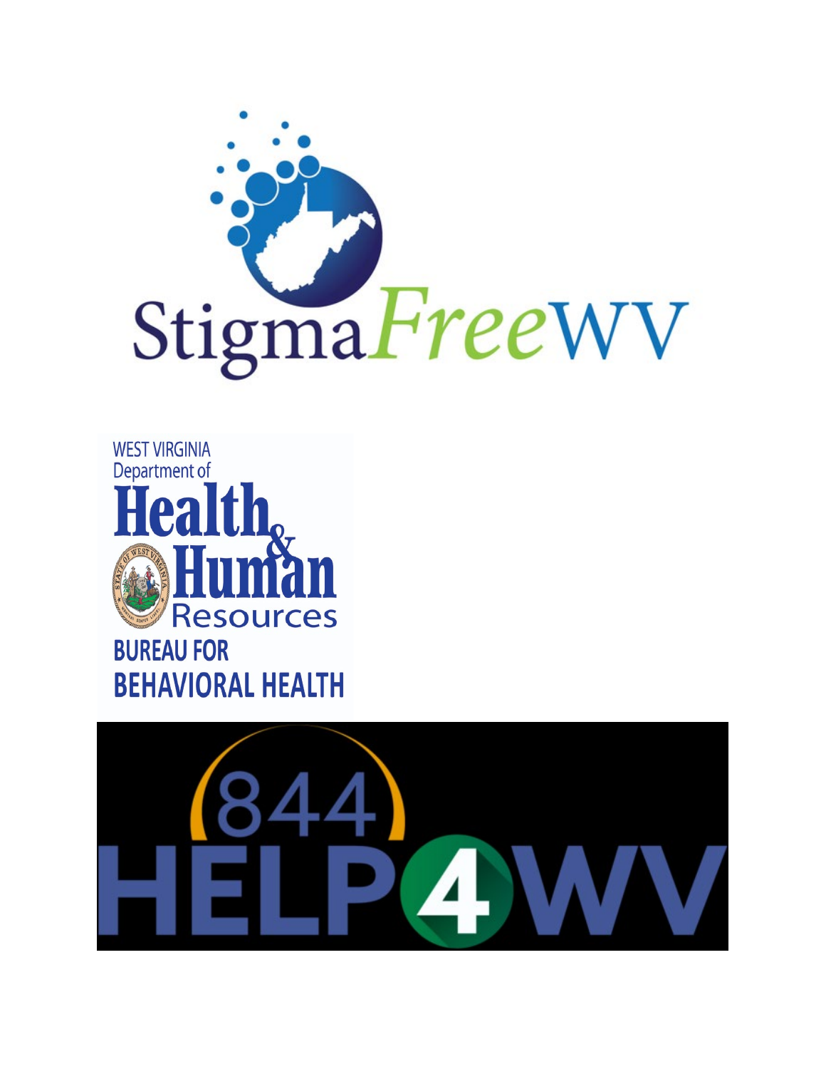StigmaFreeWV

WEST VIRGINIA
Department of
Health & Human Resources
BUREAU FOR
BEHAVIORAL HEALTH

(844) HELP4WV